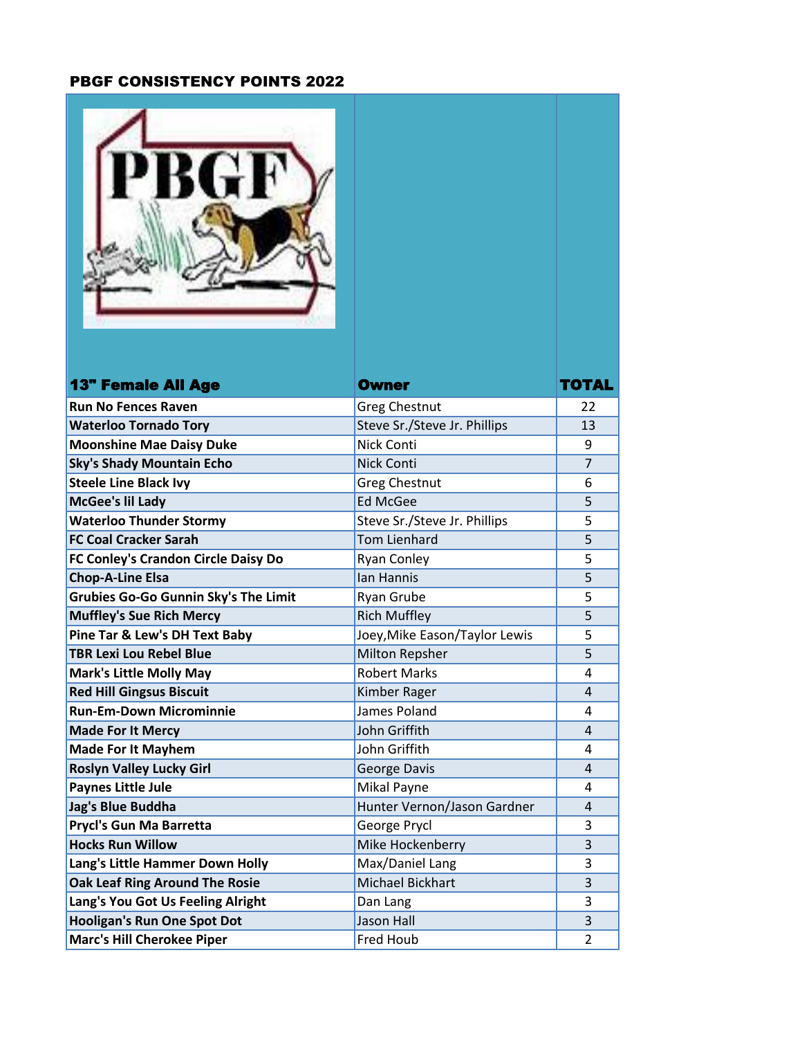# PBGF CONSISTENCY POINTS 2022

| 13" Female All Age | Owner | TOTAL |
|---|---|---|
| Run No Fences Raven | Greg Chestnut | 22 |
| Waterloo Tornado Tory | Steve Sr./Steve Jr. Phillips | 13 |
| Moonshine Mae Daisy Duke | Nick Conti | 9 |
| Sky's Shady Mountain Echo | Nick Conti | 7 |
| Steele Line Black Ivy | Greg Chestnut | 6 |
| McGee's lil Lady | Ed McGee | 5 |
| Waterloo Thunder Stormy | Steve Sr./Steve Jr. Phillips | 5 |
| FC Coal Cracker Sarah | Tom Lienhard | 5 |
| FC Conley's Crandon Circle Daisy Do | Ryan Conley | 5 |
| Chop-A-Line Elsa | Ian Hannis | 5 |
| Grubies Go-Go Gunnin Sky's The Limit | Ryan Grube | 5 |
| Muffley's Sue Rich Mercy | Rich Muffley | 5 |
| Pine Tar & Lew's DH Text Baby | Joey,Mike Eason/Taylor Lewis | 5 |
| TBR Lexi Lou Rebel Blue | Milton Repsher | 5 |
| Mark's Little Molly May | Robert Marks | 4 |
| Red Hill Gingsus Biscuit | Kimber Rager | 4 |
| Run-Em-Down Microminnie | James Poland | 4 |
| Made For It Mercy | John Griffith | 4 |
| Made For It Mayhem | John Griffith | 4 |
| Roslyn Valley Lucky Girl | George Davis | 4 |
| Paynes Little Jule | Mikal Payne | 4 |
| Jag's Blue Buddha | Hunter Vernon/Jason Gardner | 4 |
| Prycl's Gun Ma Barretta | George Prycl | 3 |
| Hocks Run Willow | Mike Hockenberry | 3 |
| Lang's Little Hammer Down Holly | Max/Daniel Lang | 3 |
| Oak Leaf Ring Around The Rosie | Michael Bickhart | 3 |
| Lang's You Got Us Feeling Alright | Dan Lang | 3 |
| Hooligan's Run One Spot Dot | Jason Hall | 3 |
| Marc's Hill Cherokee Piper | Fred Houb | 2 |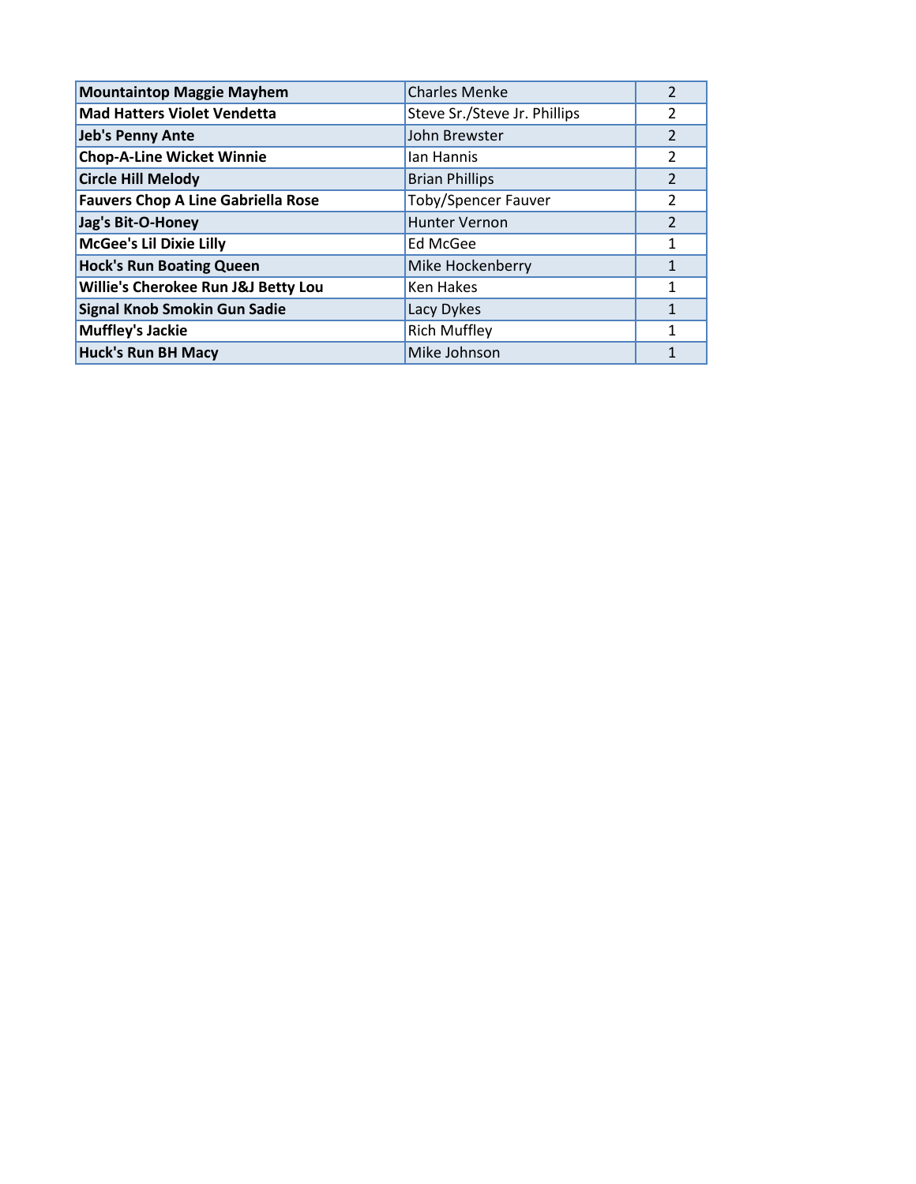| | | |
|---|---|---|
| **Mountaintop Maggie Mayhem** | Charles Menke | 2 |
| **Mad Hatters Violet Vendetta** | Steve Sr./Steve Jr. Phillips | 2 |
| **Jeb's Penny Ante** | John Brewster | 2 |
| **Chop-A-Line Wicket Winnie** | Ian Hannis | 2 |
| **Circle Hill Melody** | Brian Phillips | 2 |
| **Fauvers Chop A Line Gabriella Rose** | Toby/Spencer Fauver | 2 |
| **Jag's Bit-O-Honey** | Hunter Vernon | 2 |
| **McGee's Lil Dixie Lilly** | Ed McGee | 1 |
| **Hock's Run Boating Queen** | Mike Hockenberry | 1 |
| **Willie's Cherokee Run J&J Betty Lou** | Ken Hakes | 1 |
| **Signal Knob Smokin Gun Sadie** | Lacy Dykes | 1 |
| **Muffley's Jackie** | Rich Muffley | 1 |
| **Huck's Run BH Macy** | Mike Johnson | 1 |